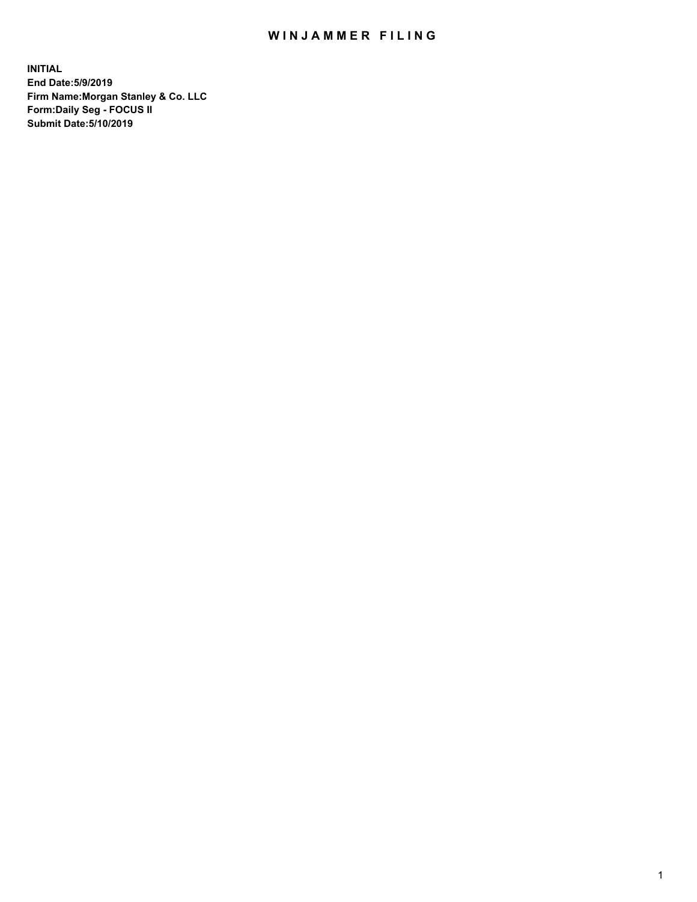# WINJAMMER FILING

**INITIAL**
**End Date:5/9/2019**
**Firm Name:Morgan Stanley & Co. LLC**
**Form:Daily Seg - FOCUS II**
**Submit Date:5/10/2019**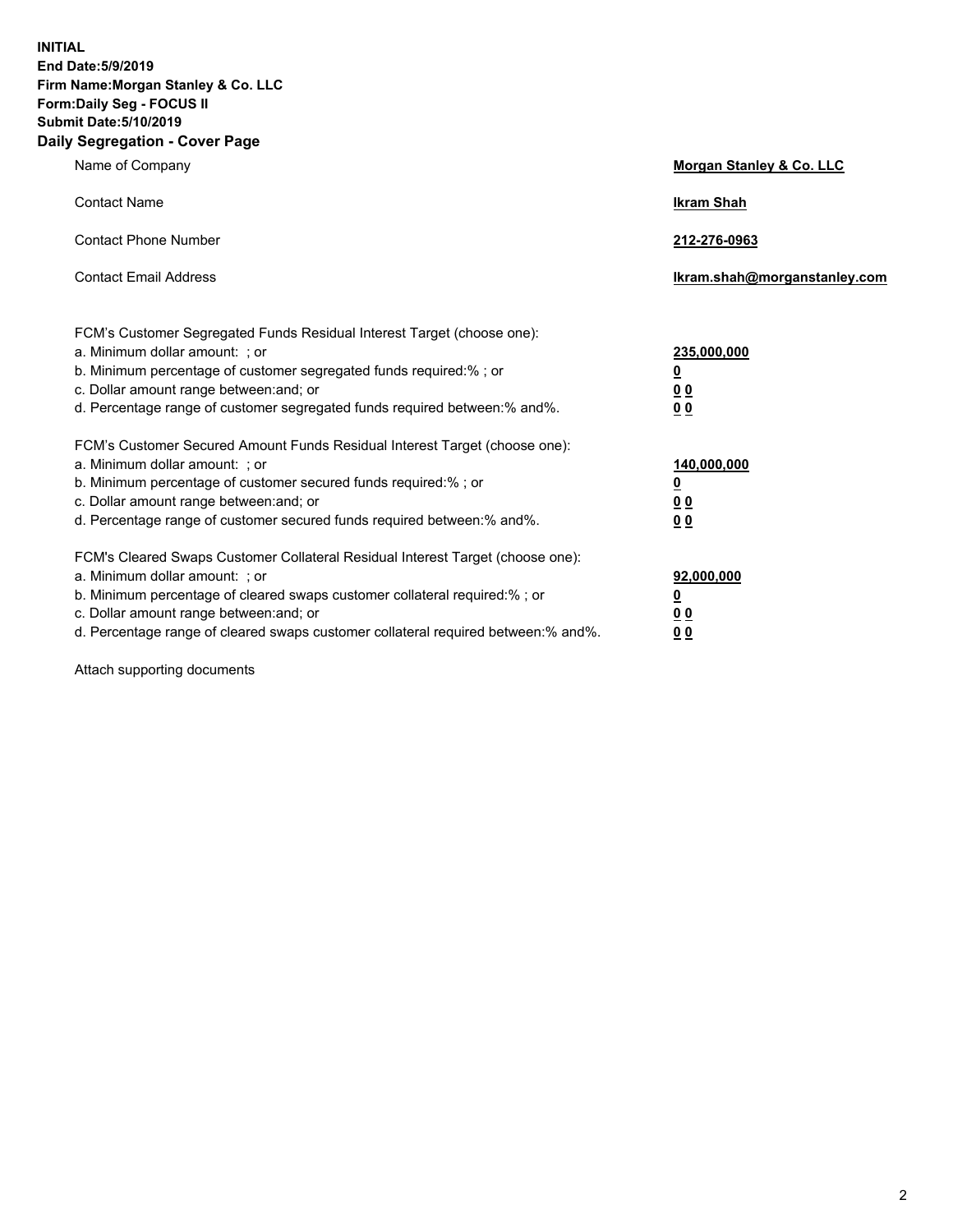**INITIAL**
**End Date:5/9/2019**
**Firm Name:Morgan Stanley & Co. LLC**
**Form:Daily Seg - FOCUS II**
**Submit Date:5/10/2019**
**Daily Segregation - Cover Page**

| | |
|---|---|
| Name of Company | **Morgan Stanley & Co. LLC** |
| Contact Name | **Ikram Shah** |
| Contact Phone Number | **212-276-0963** |
| Contact Email Address | **Ikram.shah@morganstanley.com** |

| | |
|---|---|
| FCM's Customer Segregated Funds Residual Interest Target (choose one): | |
| a. Minimum dollar amount: ; or | **235,000,000** |
| b. Minimum percentage of customer segregated funds required:% ; or | **0** |
| c. Dollar amount range between:and; or | **0 0** |
| d. Percentage range of customer segregated funds required between:% and%. | **0 0** |
| FCM's Customer Secured Amount Funds Residual Interest Target (choose one): | |
| a. Minimum dollar amount: ; or | **140,000,000** |
| b. Minimum percentage of customer secured funds required:% ; or | **0** |
| c. Dollar amount range between:and; or | **0 0** |
| d. Percentage range of customer secured funds required between:% and%. | **0 0** |
| FCM's Cleared Swaps Customer Collateral Residual Interest Target (choose one): | |
| a. Minimum dollar amount: ; or | **92,000,000** |
| b. Minimum percentage of cleared swaps customer collateral required:% ; or | **0** |
| c. Dollar amount range between:and; or | **0 0** |
| d. Percentage range of cleared swaps customer collateral required between:% and%. | **0 0** |

Attach supporting documents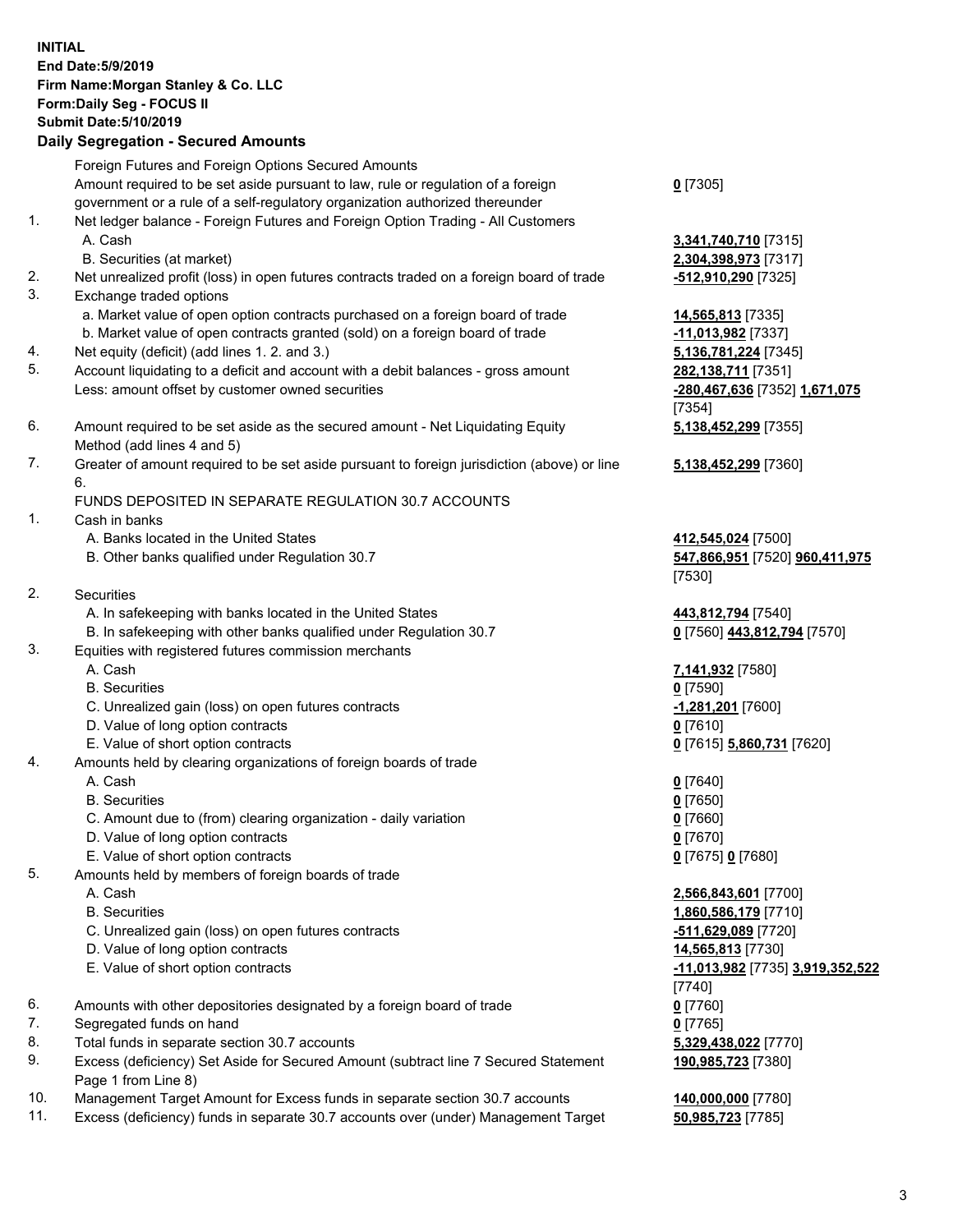**INITIAL**
**End Date:5/9/2019**
**Firm Name:Morgan Stanley & Co. LLC**
**Form:Daily Seg - FOCUS II**
**Submit Date:5/10/2019**

## Daily Segregation - Secured Amounts

| | | |
|---|---|---|
| | Foreign Futures and Foreign Options Secured Amounts | |
| | Amount required to be set aside pursuant to law, rule or regulation of a foreign government or a rule of a self-regulatory organization authorized thereunder | **0** [7305] |
| 1. | Net ledger balance - Foreign Futures and Foreign Option Trading - All Customers | |
| | A. Cash | **3,341,740,710** [7315] |
| | B. Securities (at market) | **2,304,398,973** [7317] |
| 2. | Net unrealized profit (loss) in open futures contracts traded on a foreign board of trade | **-512,910,290** [7325] |
| 3. | Exchange traded options | |
| | a. Market value of open option contracts purchased on a foreign board of trade | **14,565,813** [7335] |
| | b. Market value of open contracts granted (sold) on a foreign board of trade | **-11,013,982** [7337] |
| 4. | Net equity (deficit) (add lines 1. 2. and 3.) | **5,136,781,224** [7345] |
| 5. | Account liquidating to a deficit and account with a debit balances - gross amount | **282,138,711** [7351] |
| | Less: amount offset by customer owned securities | **-280,467,636** [7352] **1,671,075** [7354] |
| 6. | Amount required to be set aside as the secured amount - Net Liquidating Equity Method (add lines 4 and 5) | **5,138,452,299** [7355] |
| 7. | Greater of amount required to be set aside pursuant to foreign jurisdiction (above) or line 6. | **5,138,452,299** [7360] |
| | FUNDS DEPOSITED IN SEPARATE REGULATION 30.7 ACCOUNTS | |
| 1. | Cash in banks | |
| | A. Banks located in the United States | **412,545,024** [7500] |
| | B. Other banks qualified under Regulation 30.7 | **547,866,951** [7520] **960,411,975** [7530] |
| 2. | Securities | |
| | A. In safekeeping with banks located in the United States | **443,812,794** [7540] |
| | B. In safekeeping with other banks qualified under Regulation 30.7 | **0** [7560] **443,812,794** [7570] |
| 3. | Equities with registered futures commission merchants | |
| | A. Cash | **7,141,932** [7580] |
| | B. Securities | **0** [7590] |
| | C. Unrealized gain (loss) on open futures contracts | **-1,281,201** [7600] |
| | D. Value of long option contracts | **0** [7610] |
| | E. Value of short option contracts | **0** [7615] **5,860,731** [7620] |
| 4. | Amounts held by clearing organizations of foreign boards of trade | |
| | A. Cash | **0** [7640] |
| | B. Securities | **0** [7650] |
| | C. Amount due to (from) clearing organization - daily variation | **0** [7660] |
| | D. Value of long option contracts | **0** [7670] |
| | E. Value of short option contracts | **0** [7675] **0** [7680] |
| 5. | Amounts held by members of foreign boards of trade | |
| | A. Cash | **2,566,843,601** [7700] |
| | B. Securities | **1,860,586,179** [7710] |
| | C. Unrealized gain (loss) on open futures contracts | **-511,629,089** [7720] |
| | D. Value of long option contracts | **14,565,813** [7730] |
| | E. Value of short option contracts | **-11,013,982** [7735] **3,919,352,522** [7740] |
| 6. | Amounts with other depositories designated by a foreign board of trade | **0** [7760] |
| 7. | Segregated funds on hand | **0** [7765] |
| 8. | Total funds in separate section 30.7 accounts | **5,329,438,022** [7770] |
| 9. | Excess (deficiency) Set Aside for Secured Amount (subtract line 7 Secured Statement Page 1 from Line 8) | **190,985,723** [7380] |
| 10. | Management Target Amount for Excess funds in separate section 30.7 accounts | **140,000,000** [7780] |
| 11. | Excess (deficiency) funds in separate 30.7 accounts over (under) Management Target | **50,985,723** [7785] |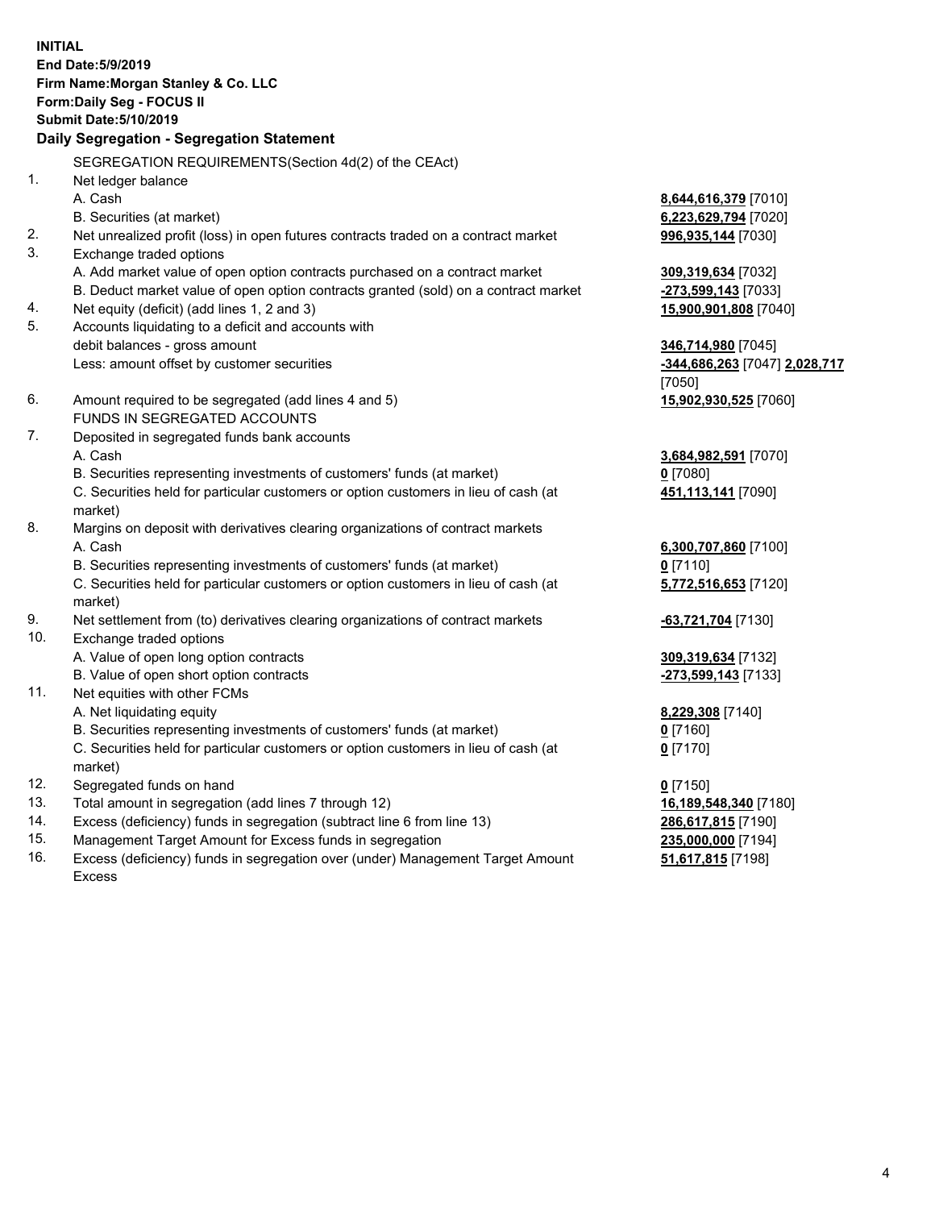**INITIAL**
**End Date:5/9/2019**
**Firm Name:Morgan Stanley & Co. LLC**
**Form:Daily Seg - FOCUS II**
**Submit Date:5/10/2019**

**Daily Segregation - Segregation Statement**

| | | |
|---|---|---|
| | SEGREGATION REQUIREMENTS(Section 4d(2) of the CEAct) | |
| 1. | Net ledger balance | |
| | A. Cash | **8,644,616,379** [7010] |
| | B. Securities (at market) | **6,223,629,794** [7020] |
| 2. | Net unrealized profit (loss) in open futures contracts traded on a contract market | **996,935,144** [7030] |
| 3. | Exchange traded options | |
| | A. Add market value of open option contracts purchased on a contract market | **309,319,634** [7032] |
| | B. Deduct market value of open option contracts granted (sold) on a contract market | **-273,599,143** [7033] |
| 4. | Net equity (deficit) (add lines 1, 2 and 3) | **15,900,901,808** [7040] |
| 5. | Accounts liquidating to a deficit and accounts with debit balances - gross amount | **346,714,980** [7045] |
| | Less: amount offset by customer securities | **-344,686,263** [7047] **2,028,717** [7050] |
| 6. | Amount required to be segregated (add lines 4 and 5) | **15,902,930,525** [7060] |
| | FUNDS IN SEGREGATED ACCOUNTS | |
| 7. | Deposited in segregated funds bank accounts | |
| | A. Cash | **3,684,982,591** [7070] |
| | B. Securities representing investments of customers' funds (at market) | **0** [7080] |
| | C. Securities held for particular customers or option customers in lieu of cash (at market) | **451,113,141** [7090] |
| 8. | Margins on deposit with derivatives clearing organizations of contract markets | |
| | A. Cash | **6,300,707,860** [7100] |
| | B. Securities representing investments of customers' funds (at market) | **0** [7110] |
| | C. Securities held for particular customers or option customers in lieu of cash (at market) | **5,772,516,653** [7120] |
| 9. | Net settlement from (to) derivatives clearing organizations of contract markets | **-63,721,704** [7130] |
| 10. | Exchange traded options | |
| | A. Value of open long option contracts | **309,319,634** [7132] |
| | B. Value of open short option contracts | **-273,599,143** [7133] |
| 11. | Net equities with other FCMs | |
| | A. Net liquidating equity | **8,229,308** [7140] |
| | B. Securities representing investments of customers' funds (at market) | **0** [7160] |
| | C. Securities held for particular customers or option customers in lieu of cash (at market) | **0** [7170] |
| 12. | Segregated funds on hand | **0** [7150] |
| 13. | Total amount in segregation (add lines 7 through 12) | **16,189,548,340** [7180] |
| 14. | Excess (deficiency) funds in segregation (subtract line 6 from line 13) | **286,617,815** [7190] |
| 15. | Management Target Amount for Excess funds in segregation | **235,000,000** [7194] |
| 16. | Excess (deficiency) funds in segregation over (under) Management Target Amount Excess | **51,617,815** [7198] |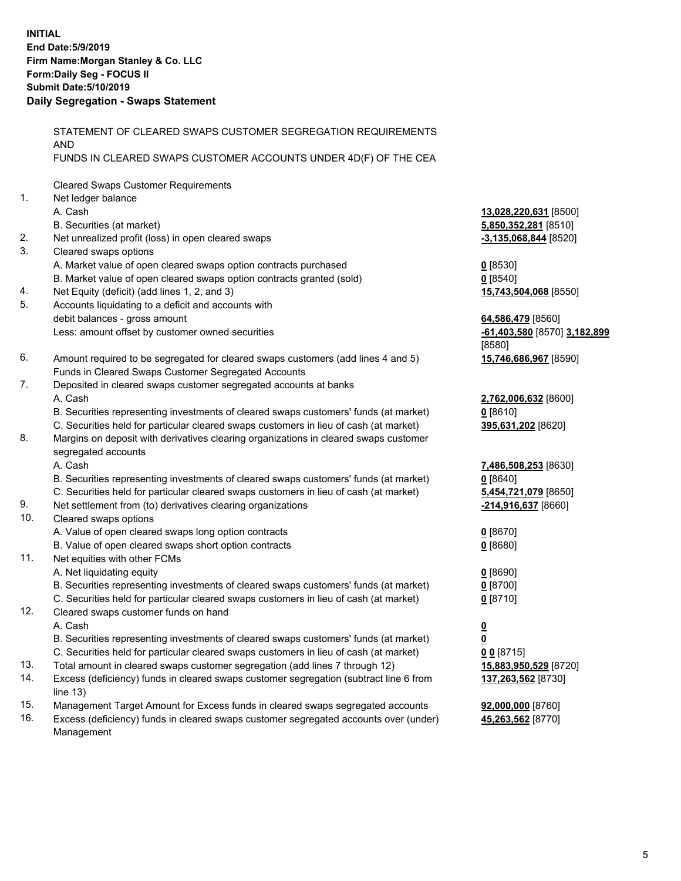**INITIAL**
**End Date:5/9/2019**
**Firm Name:Morgan Stanley & Co. LLC**
**Form:Daily Seg - FOCUS II**
**Submit Date:5/10/2019**
**Daily Segregation - Swaps Statement**

STATEMENT OF CLEARED SWAPS CUSTOMER SEGREGATION REQUIREMENTS AND FUNDS IN CLEARED SWAPS CUSTOMER ACCOUNTS UNDER 4D(F) OF THE CEA

| | | |
|---|---|---|
| | Cleared Swaps Customer Requirements | |
| 1. | Net ledger balance | |
| | A. Cash | **13,028,220,631** [8500] |
| | B. Securities (at market) | **5,850,352,281** [8510] |
| 2. | Net unrealized profit (loss) in open cleared swaps | **-3,135,068,844** [8520] |
| 3. | Cleared swaps options | |
| | A. Market value of open cleared swaps option contracts purchased | **0** [8530] |
| | B. Market value of open cleared swaps option contracts granted (sold) | **0** [8540] |
| 4. | Net Equity (deficit) (add lines 1, 2, and 3) | **15,743,504,068** [8550] |
| 5. | Accounts liquidating to a deficit and accounts with debit balances - gross amount | **64,586,479** [8560] |
| | Less: amount offset by customer owned securities | **-61,403,580** [8570] **3,182,899** [8580] |
| 6. | Amount required to be segregated for cleared swaps customers (add lines 4 and 5) | **15,746,686,967** [8590] |
| | Funds in Cleared Swaps Customer Segregated Accounts | |
| 7. | Deposited in cleared swaps customer segregated accounts at banks | |
| | A. Cash | **2,762,006,632** [8600] |
| | B. Securities representing investments of cleared swaps customers' funds (at market) | **0** [8610] |
| | C. Securities held for particular cleared swaps customers in lieu of cash (at market) | **395,631,202** [8620] |
| 8. | Margins on deposit with derivatives clearing organizations in cleared swaps customer segregated accounts | |
| | A. Cash | **7,486,508,253** [8630] |
| | B. Securities representing investments of cleared swaps customers' funds (at market) | **0** [8640] |
| | C. Securities held for particular cleared swaps customers in lieu of cash (at market) | **5,454,721,079** [8650] |
| 9. | Net settlement from (to) derivatives clearing organizations | **-214,916,637** [8660] |
| 10. | Cleared swaps options | |
| | A. Value of open cleared swaps long option contracts | **0** [8670] |
| | B. Value of open cleared swaps short option contracts | **0** [8680] |
| 11. | Net equities with other FCMs | |
| | A. Net liquidating equity | **0** [8690] |
| | B. Securities representing investments of cleared swaps customers' funds (at market) | **0** [8700] |
| | C. Securities held for particular cleared swaps customers in lieu of cash (at market) | **0** [8710] |
| 12. | Cleared swaps customer funds on hand | |
| | A. Cash | **0** |
| | B. Securities representing investments of cleared swaps customers' funds (at market) | **0** |
| | C. Securities held for particular cleared swaps customers in lieu of cash (at market) | **0** **0** [8715] |
| 13. | Total amount in cleared swaps customer segregation (add lines 7 through 12) | **15,883,950,529** [8720] |
| 14. | Excess (deficiency) funds in cleared swaps customer segregation (subtract line 6 from line 13) | **137,263,562** [8730] |
| 15. | Management Target Amount for Excess funds in cleared swaps segregated accounts | **92,000,000** [8760] |
| 16. | Excess (deficiency) funds in cleared swaps customer segregated accounts over (under) Management | **45,263,562** [8770] |